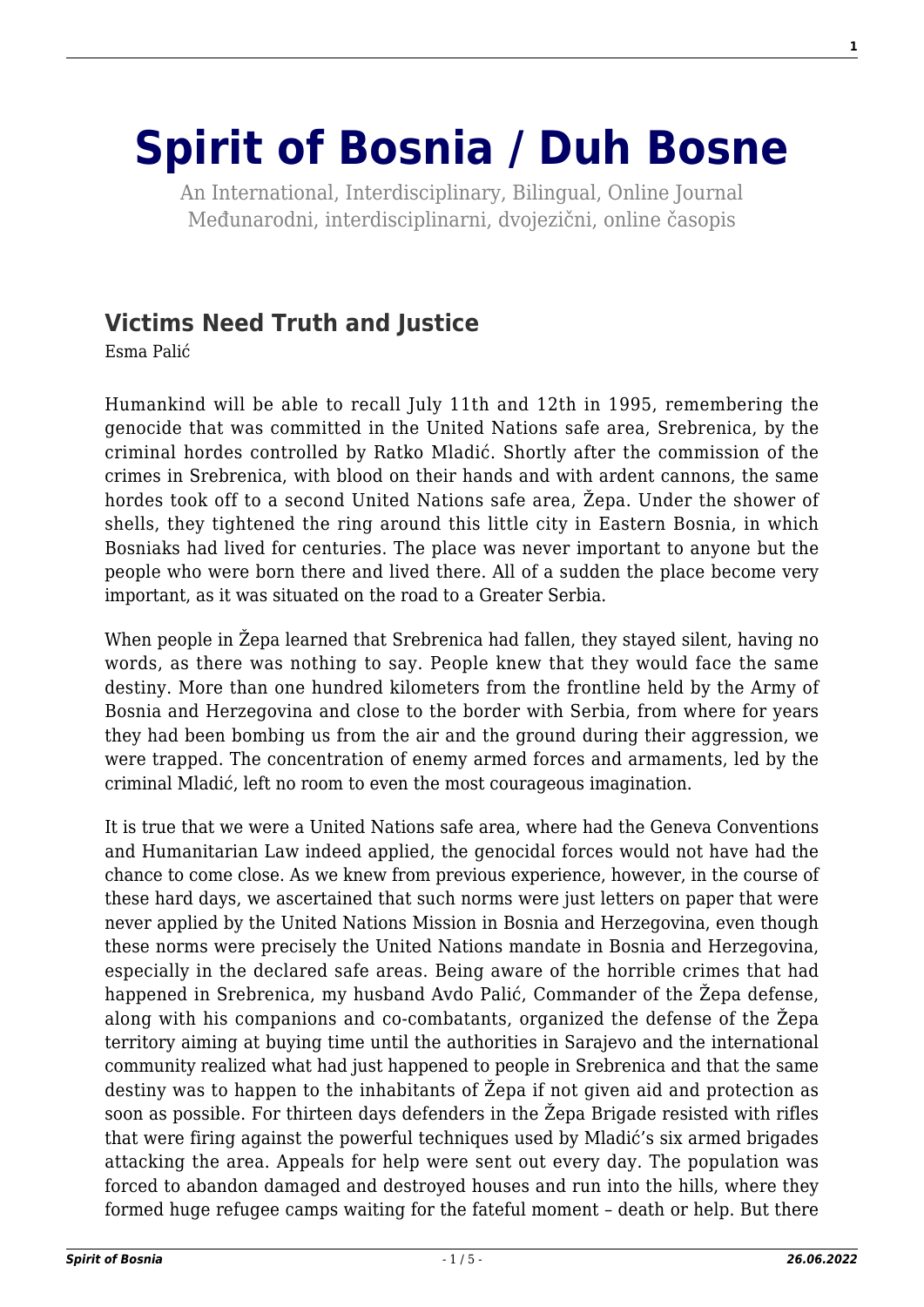# Spirit of Bosnia / Duh Bosne

An International, Interdisciplinary, Bilingual, Online Journal
Međunarodni, interdisciplinarni, dvojezični, online časopis

## Victims Need Truth and Justice

Esma Palić

Humankind will be able to recall July 11th and 12th in 1995, remembering the genocide that was committed in the United Nations safe area, Srebrenica, by the criminal hordes controlled by Ratko Mladić. Shortly after the commission of the crimes in Srebrenica, with blood on their hands and with ardent cannons, the same hordes took off to a second United Nations safe area, Žepa. Under the shower of shells, they tightened the ring around this little city in Eastern Bosnia, in which Bosniaks had lived for centuries. The place was never important to anyone but the people who were born there and lived there. All of a sudden the place become very important, as it was situated on the road to a Greater Serbia.

When people in Žepa learned that Srebrenica had fallen, they stayed silent, having no words, as there was nothing to say. People knew that they would face the same destiny. More than one hundred kilometers from the frontline held by the Army of Bosnia and Herzegovina and close to the border with Serbia, from where for years they had been bombing us from the air and the ground during their aggression, we were trapped. The concentration of enemy armed forces and armaments, led by the criminal Mladić, left no room to even the most courageous imagination.

It is true that we were a United Nations safe area, where had the Geneva Conventions and Humanitarian Law indeed applied, the genocidal forces would not have had the chance to come close. As we knew from previous experience, however, in the course of these hard days, we ascertained that such norms were just letters on paper that were never applied by the United Nations Mission in Bosnia and Herzegovina, even though these norms were precisely the United Nations mandate in Bosnia and Herzegovina, especially in the declared safe areas. Being aware of the horrible crimes that had happened in Srebrenica, my husband Avdo Palić, Commander of the Žepa defense, along with his companions and co-combatants, organized the defense of the Žepa territory aiming at buying time until the authorities in Sarajevo and the international community realized what had just happened to people in Srebrenica and that the same destiny was to happen to the inhabitants of Žepa if not given aid and protection as soon as possible. For thirteen days defenders in the Žepa Brigade resisted with rifles that were firing against the powerful techniques used by Mladić's six armed brigades attacking the area. Appeals for help were sent out every day. The population was forced to abandon damaged and destroyed houses and run into the hills, where they formed huge refugee camps waiting for the fateful moment – death or help. But there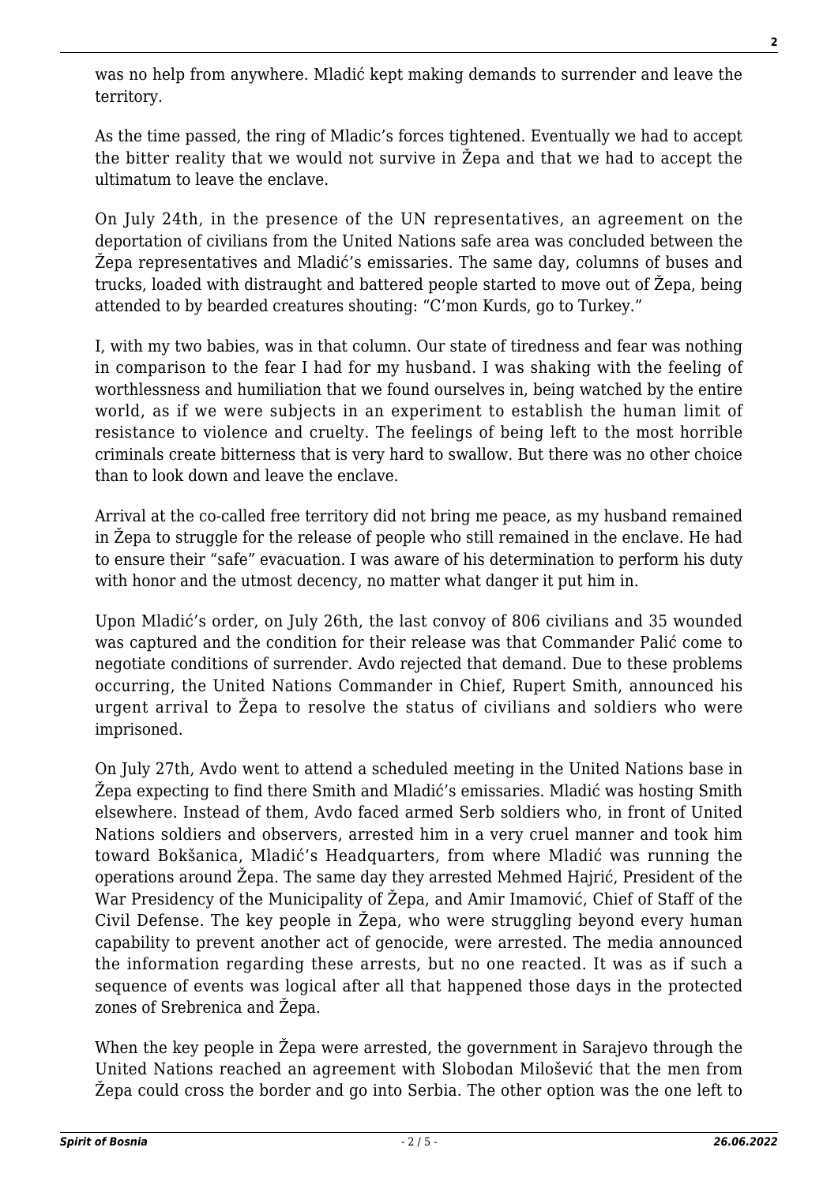was no help from anywhere. Mladić kept making demands to surrender and leave the territory.

As the time passed, the ring of Mladic's forces tightened. Eventually we had to accept the bitter reality that we would not survive in Žepa and that we had to accept the ultimatum to leave the enclave.

On July 24th, in the presence of the UN representatives, an agreement on the deportation of civilians from the United Nations safe area was concluded between the Žepa representatives and Mladić's emissaries. The same day, columns of buses and trucks, loaded with distraught and battered people started to move out of Žepa, being attended to by bearded creatures shouting: "C'mon Kurds, go to Turkey."

I, with my two babies, was in that column. Our state of tiredness and fear was nothing in comparison to the fear I had for my husband. I was shaking with the feeling of worthlessness and humiliation that we found ourselves in, being watched by the entire world, as if we were subjects in an experiment to establish the human limit of resistance to violence and cruelty. The feelings of being left to the most horrible criminals create bitterness that is very hard to swallow. But there was no other choice than to look down and leave the enclave.

Arrival at the co-called free territory did not bring me peace, as my husband remained in Žepa to struggle for the release of people who still remained in the enclave. He had to ensure their "safe" evacuation. I was aware of his determination to perform his duty with honor and the utmost decency, no matter what danger it put him in.

Upon Mladić's order, on July 26th, the last convoy of 806 civilians and 35 wounded was captured and the condition for their release was that Commander Palić come to negotiate conditions of surrender. Avdo rejected that demand. Due to these problems occurring, the United Nations Commander in Chief, Rupert Smith, announced his urgent arrival to Žepa to resolve the status of civilians and soldiers who were imprisoned.

On July 27th, Avdo went to attend a scheduled meeting in the United Nations base in Žepa expecting to find there Smith and Mladić's emissaries. Mladić was hosting Smith elsewhere. Instead of them, Avdo faced armed Serb soldiers who, in front of United Nations soldiers and observers, arrested him in a very cruel manner and took him toward Bokšanica, Mladić's Headquarters, from where Mladić was running the operations around Žepa. The same day they arrested Mehmed Hajrić, President of the War Presidency of the Municipality of Žepa, and Amir Imamović, Chief of Staff of the Civil Defense. The key people in Žepa, who were struggling beyond every human capability to prevent another act of genocide, were arrested. The media announced the information regarding these arrests, but no one reacted. It was as if such a sequence of events was logical after all that happened those days in the protected zones of Srebrenica and Žepa.

When the key people in Žepa were arrested, the government in Sarajevo through the United Nations reached an agreement with Slobodan Milošević that the men from Žepa could cross the border and go into Serbia. The other option was the one left to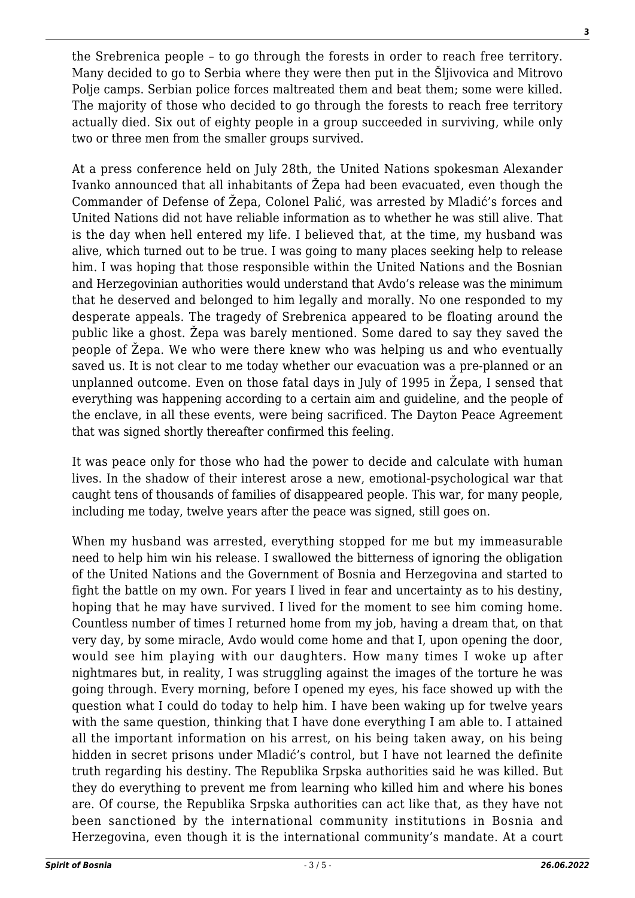the Srebrenica people – to go through the forests in order to reach free territory. Many decided to go to Serbia where they were then put in the Šljivovica and Mitrovo Polje camps. Serbian police forces maltreated them and beat them; some were killed. The majority of those who decided to go through the forests to reach free territory actually died. Six out of eighty people in a group succeeded in surviving, while only two or three men from the smaller groups survived.

At a press conference held on July 28th, the United Nations spokesman Alexander Ivanko announced that all inhabitants of Žepa had been evacuated, even though the Commander of Defense of Žepa, Colonel Palić, was arrested by Mladić's forces and United Nations did not have reliable information as to whether he was still alive. That is the day when hell entered my life. I believed that, at the time, my husband was alive, which turned out to be true. I was going to many places seeking help to release him. I was hoping that those responsible within the United Nations and the Bosnian and Herzegovinian authorities would understand that Avdo's release was the minimum that he deserved and belonged to him legally and morally. No one responded to my desperate appeals. The tragedy of Srebrenica appeared to be floating around the public like a ghost. Žepa was barely mentioned. Some dared to say they saved the people of Žepa. We who were there knew who was helping us and who eventually saved us. It is not clear to me today whether our evacuation was a pre-planned or an unplanned outcome. Even on those fatal days in July of 1995 in Žepa, I sensed that everything was happening according to a certain aim and guideline, and the people of the enclave, in all these events, were being sacrificed. The Dayton Peace Agreement that was signed shortly thereafter confirmed this feeling.

It was peace only for those who had the power to decide and calculate with human lives. In the shadow of their interest arose a new, emotional-psychological war that caught tens of thousands of families of disappeared people. This war, for many people, including me today, twelve years after the peace was signed, still goes on.

When my husband was arrested, everything stopped for me but my immeasurable need to help him win his release. I swallowed the bitterness of ignoring the obligation of the United Nations and the Government of Bosnia and Herzegovina and started to fight the battle on my own. For years I lived in fear and uncertainty as to his destiny, hoping that he may have survived. I lived for the moment to see him coming home. Countless number of times I returned home from my job, having a dream that, on that very day, by some miracle, Avdo would come home and that I, upon opening the door, would see him playing with our daughters. How many times I woke up after nightmares but, in reality, I was struggling against the images of the torture he was going through. Every morning, before I opened my eyes, his face showed up with the question what I could do today to help him. I have been waking up for twelve years with the same question, thinking that I have done everything I am able to. I attained all the important information on his arrest, on his being taken away, on his being hidden in secret prisons under Mladić's control, but I have not learned the definite truth regarding his destiny. The Republika Srpska authorities said he was killed. But they do everything to prevent me from learning who killed him and where his bones are. Of course, the Republika Srpska authorities can act like that, as they have not been sanctioned by the international community institutions in Bosnia and Herzegovina, even though it is the international community's mandate. At a court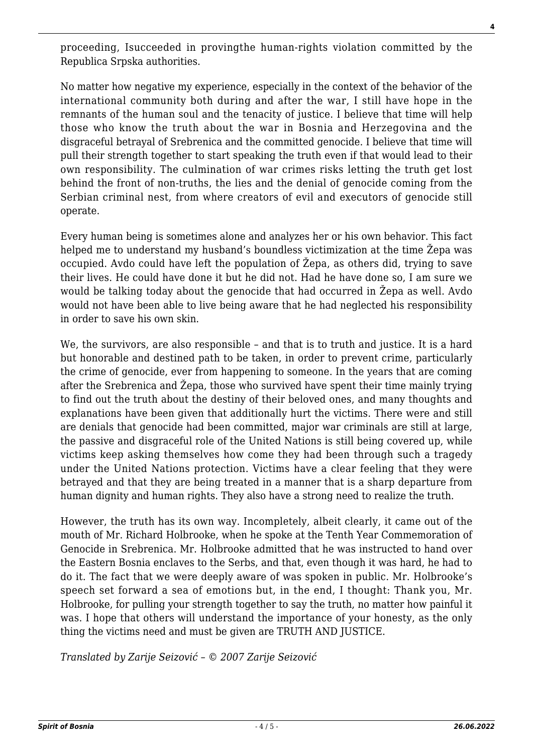proceeding, Isucceeded in provingthe human-rights violation committed by the Republica Srpska authorities.

No matter how negative my experience, especially in the context of the behavior of the international community both during and after the war, I still have hope in the remnants of the human soul and the tenacity of justice. I believe that time will help those who know the truth about the war in Bosnia and Herzegovina and the disgraceful betrayal of Srebrenica and the committed genocide. I believe that time will pull their strength together to start speaking the truth even if that would lead to their own responsibility. The culmination of war crimes risks letting the truth get lost behind the front of non-truths, the lies and the denial of genocide coming from the Serbian criminal nest, from where creators of evil and executors of genocide still operate.

Every human being is sometimes alone and analyzes her or his own behavior. This fact helped me to understand my husband's boundless victimization at the time Žepa was occupied. Avdo could have left the population of Žepa, as others did, trying to save their lives. He could have done it but he did not. Had he have done so, I am sure we would be talking today about the genocide that had occurred in Žepa as well. Avdo would not have been able to live being aware that he had neglected his responsibility in order to save his own skin.

We, the survivors, are also responsible – and that is to truth and justice. It is a hard but honorable and destined path to be taken, in order to prevent crime, particularly the crime of genocide, ever from happening to someone. In the years that are coming after the Srebrenica and Žepa, those who survived have spent their time mainly trying to find out the truth about the destiny of their beloved ones, and many thoughts and explanations have been given that additionally hurt the victims. There were and still are denials that genocide had been committed, major war criminals are still at large, the passive and disgraceful role of the United Nations is still being covered up, while victims keep asking themselves how come they had been through such a tragedy under the United Nations protection. Victims have a clear feeling that they were betrayed and that they are being treated in a manner that is a sharp departure from human dignity and human rights. They also have a strong need to realize the truth.

However, the truth has its own way. Incompletely, albeit clearly, it came out of the mouth of Mr. Richard Holbrooke, when he spoke at the Tenth Year Commemoration of Genocide in Srebrenica. Mr. Holbrooke admitted that he was instructed to hand over the Eastern Bosnia enclaves to the Serbs, and that, even though it was hard, he had to do it. The fact that we were deeply aware of was spoken in public. Mr. Holbrooke's speech set forward a sea of emotions but, in the end, I thought: Thank you, Mr. Holbrooke, for pulling your strength together to say the truth, no matter how painful it was. I hope that others will understand the importance of your honesty, as the only thing the victims need and must be given are TRUTH AND JUSTICE.

*Translated by Zarije Seizović – © 2007 Zarije Seizović*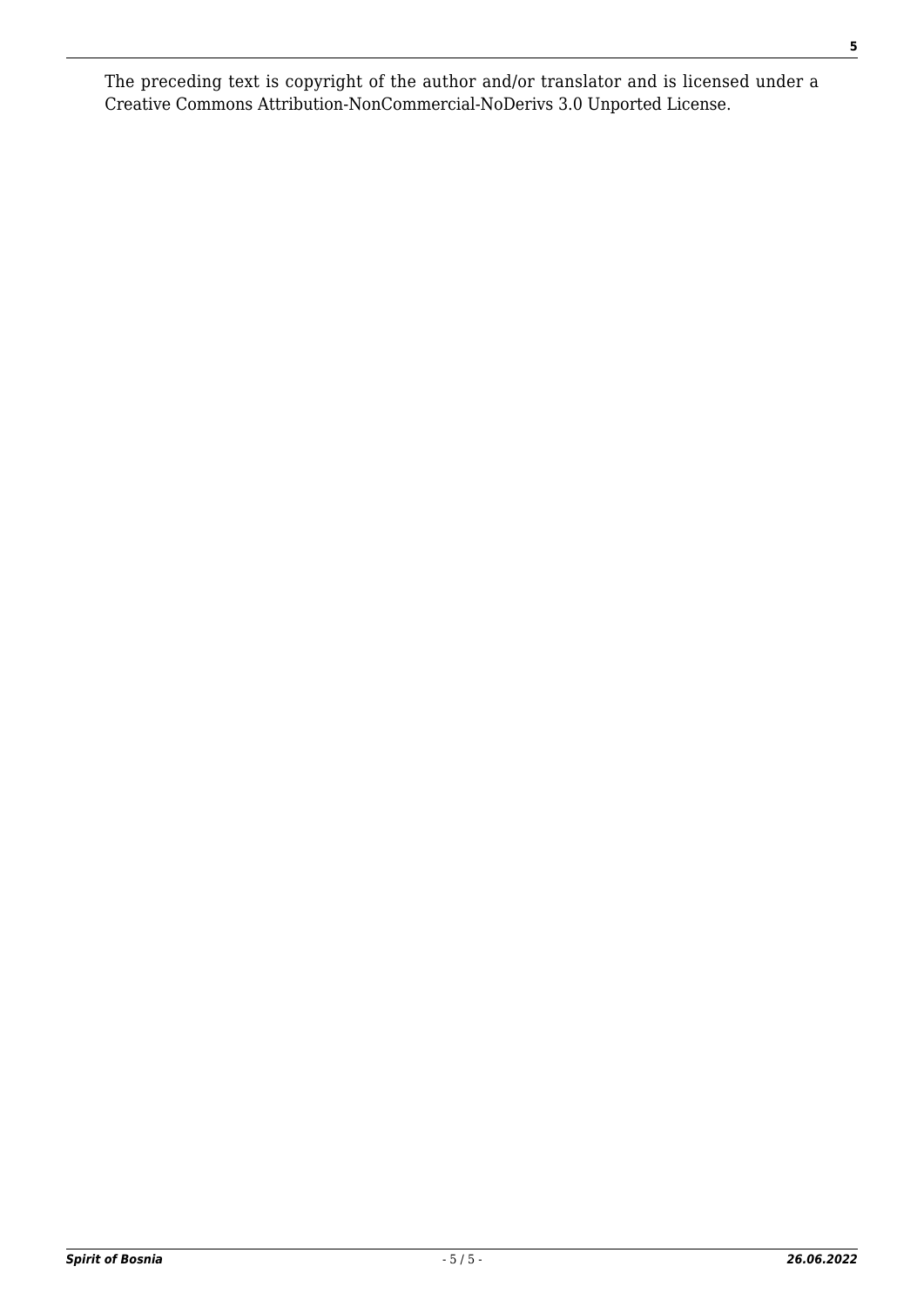The preceding text is copyright of the author and/or translator and is licensed under a Creative Commons Attribution-NonCommercial-NoDerivs 3.0 Unported License.